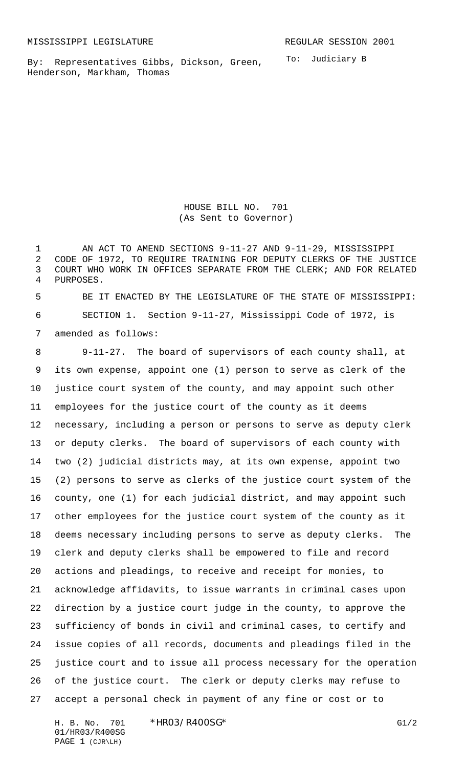MISSISSIPPI LEGISLATURE REGULAR SESSION 2001

By: Representatives Gibbs, Dickson, Green, Henderson, Markham, Thomas

To: Judiciary B

# HOUSE BILL NO. 701
(As Sent to Governor)

AN ACT TO AMEND SECTIONS 9-11-27 AND 9-11-29, MISSISSIPPI CODE OF 1972, TO REQUIRE TRAINING FOR DEPUTY CLERKS OF THE JUSTICE COURT WHO WORK IN OFFICES SEPARATE FROM THE CLERK; AND FOR RELATED PURPOSES.

BE IT ENACTED BY THE LEGISLATURE OF THE STATE OF MISSISSIPPI:

SECTION 1. Section 9-11-27, Mississippi Code of 1972, is amended as follows:

9-11-27. The board of supervisors of each county shall, at its own expense, appoint one (1) person to serve as clerk of the justice court system of the county, and may appoint such other employees for the justice court of the county as it deems necessary, including a person or persons to serve as deputy clerk or deputy clerks. The board of supervisors of each county with two (2) judicial districts may, at its own expense, appoint two (2) persons to serve as clerks of the justice court system of the county, one (1) for each judicial district, and may appoint such other employees for the justice court system of the county as it deems necessary including persons to serve as deputy clerks. The clerk and deputy clerks shall be empowered to file and record actions and pleadings, to receive and receipt for monies, to acknowledge affidavits, to issue warrants in criminal cases upon direction by a justice court judge in the county, to approve the sufficiency of bonds in civil and criminal cases, to certify and issue copies of all records, documents and pleadings filed in the justice court and to issue all process necessary for the operation of the justice court. The clerk or deputy clerks may refuse to accept a personal check in payment of any fine or cost or to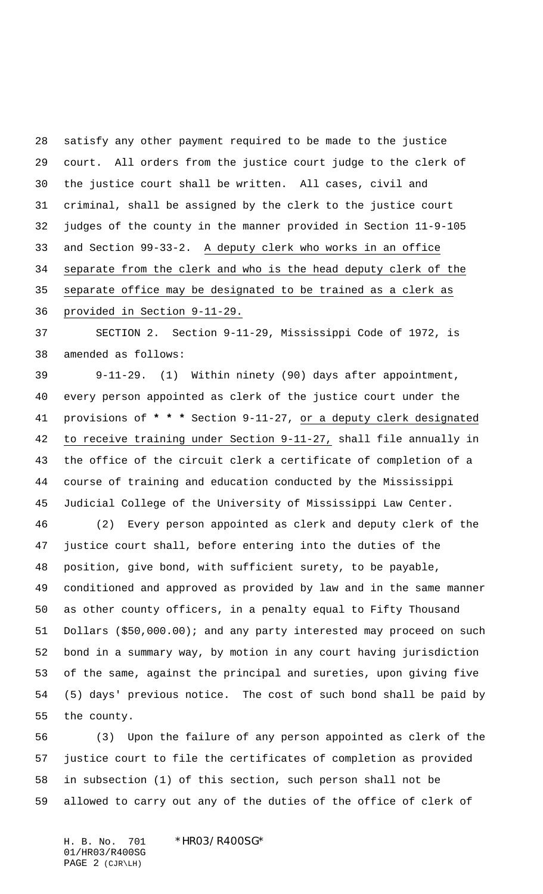satisfy any other payment required to be made to the justice court. All orders from the justice court judge to the clerk of the justice court shall be written. All cases, civil and criminal, shall be assigned by the clerk to the justice court judges of the county in the manner provided in Section 11-9-105 and Section 99-33-2. <u>A deputy clerk who works in an office separate from the clerk and who is the head deputy clerk of the separate office may be designated to be trained as a clerk as provided in Section 9-11-29.</u>

SECTION 2. Section 9-11-29, Mississippi Code of 1972, is amended as follows:

9-11-29. (1) Within ninety (90) days after appointment, every person appointed as clerk of the justice court under the provisions of * * * Section 9-11-27, <u>or a deputy clerk designated to receive training under Section 9-11-27,</u> shall file annually in the office of the circuit clerk a certificate of completion of a course of training and education conducted by the Mississippi Judicial College of the University of Mississippi Law Center.

(2) Every person appointed as clerk and deputy clerk of the justice court shall, before entering into the duties of the position, give bond, with sufficient surety, to be payable, conditioned and approved as provided by law and in the same manner as other county officers, in a penalty equal to Fifty Thousand Dollars ($50,000.00); and any party interested may proceed on such bond in a summary way, by motion in any court having jurisdiction of the same, against the principal and sureties, upon giving five (5) days' previous notice. The cost of such bond shall be paid by the county.

(3) Upon the failure of any person appointed as clerk of the justice court to file the certificates of completion as provided in subsection (1) of this section, such person shall not be allowed to carry out any of the duties of the office of clerk of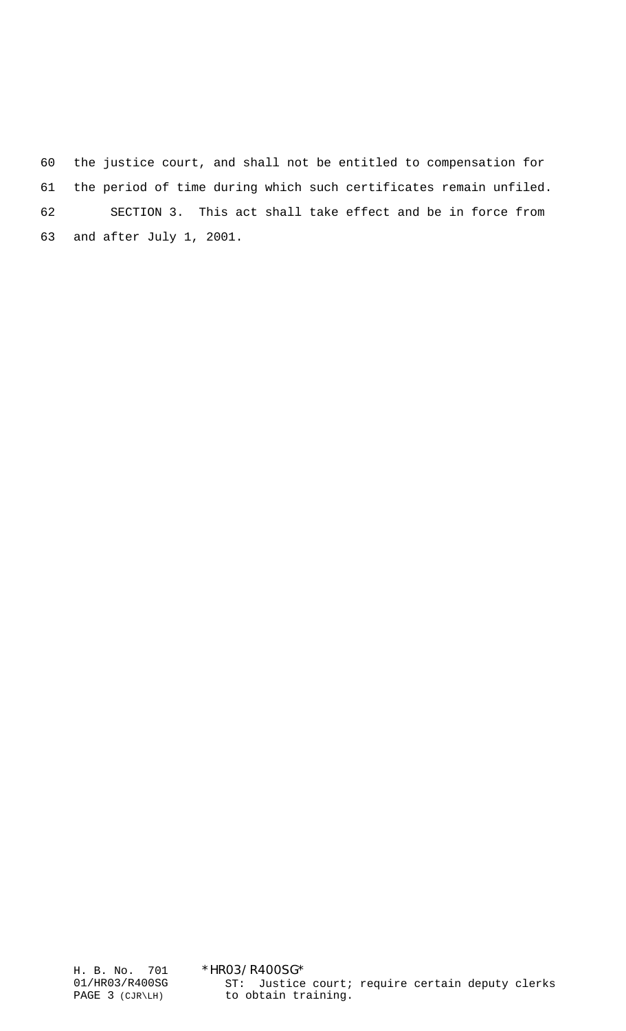60 the justice court, and shall not be entitled to compensation for

61 the period of time during which such certificates remain unfiled.

62 SECTION 3. This act shall take effect and be in force from

63 and after July 1, 2001.